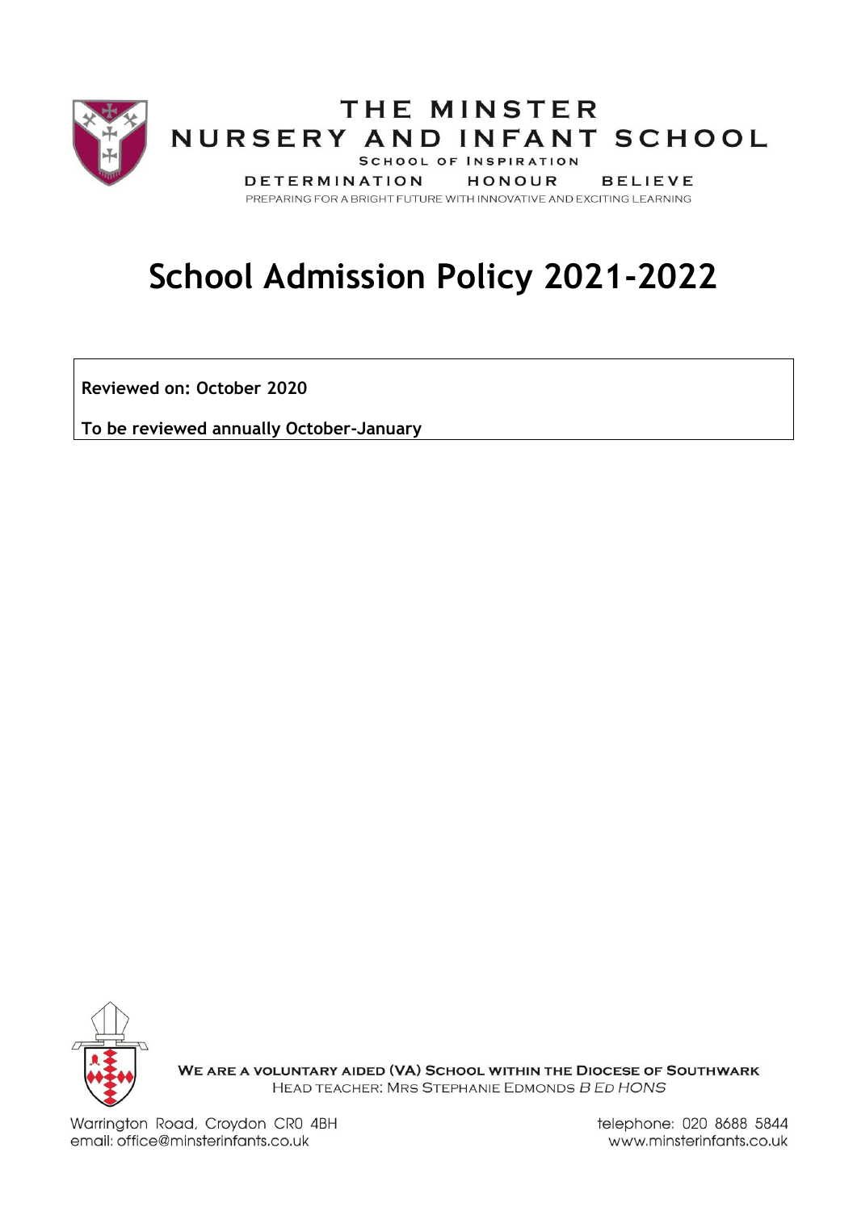# THE MINSTER NURSERY AND INFANT SCHOOL

SCHOOL OF INSPIRATION

DETERMINATION HONOUR BELIEVE

PREPARING FOR A BRIGHT FUTURE WITH INNOVATIVE AND EXCITING LEARNING

# School Admission Policy 2021-2022

**Reviewed on: October 2020**

**To be reviewed annually October-January**

WE ARE A VOLUNTARY AIDED (VA) SCHOOL WITHIN THE DIOCESE OF SOUTHWARK

HEAD TEACHER: MRS STEPHANIE EDMONDS *B ED HONS*

Warrington Road, Croydon CR0 4BH
email: office@minsterinfants.co.uk

telephone: 020 8688 5844
www.minsterinfants.co.uk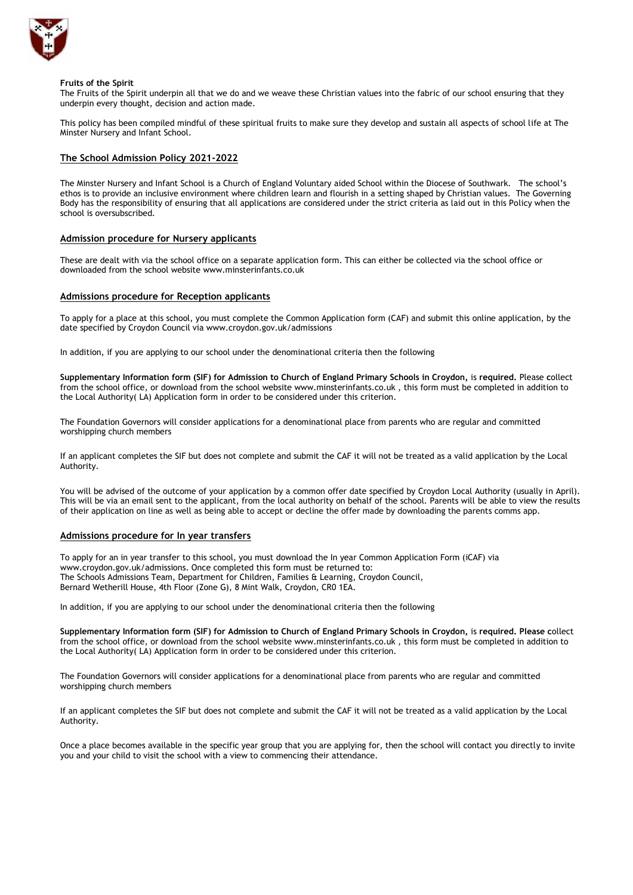**Fruits of the Spirit**
The Fruits of the Spirit underpin all that we do and we weave these Christian values into the fabric of our school ensuring that they underpin every thought, decision and action made.

This policy has been compiled mindful of these spiritual fruits to make sure they develop and sustain all aspects of school life at The Minster Nursery and Infant School.

## The School Admission Policy 2021-2022

The Minster Nursery and Infant School is a Church of England Voluntary aided School within the Diocese of Southwark. The school's ethos is to provide an inclusive environment where children learn and flourish in a setting shaped by Christian values. The Governing Body has the responsibility of ensuring that all applications are considered under the strict criteria as laid out in this Policy when the school is oversubscribed.

## Admission procedure for Nursery applicants

These are dealt with via the school office on a separate application form. This can either be collected via the school office or downloaded from the school website www.minsterinfants.co.uk

## Admissions procedure for Reception applicants

To apply for a place at this school, you must complete the Common Application form (CAF) and submit this online application, by the date specified by Croydon Council via www.croydon.gov.uk/admissions

In addition, if you are applying to our school under the denominational criteria then the following

**Supplementary Information form (SIF) for Admission to Church of England Primary Schools in Croydon,** is **required.** Please collect from the school office, or download from the school website www.minsterinfants.co.uk , this form must be completed in addition to the Local Authority( LA) Application form in order to be considered under this criterion.

The Foundation Governors will consider applications for a denominational place from parents who are regular and committed worshipping church members

If an applicant completes the SIF but does not complete and submit the CAF it will not be treated as a valid application by the Local Authority.

You will be advised of the outcome of your application by a common offer date specified by Croydon Local Authority (usually in April). This will be via an email sent to the applicant, from the local authority on behalf of the school. Parents will be able to view the results of their application on line as well as being able to accept or decline the offer made by downloading the parents comms app.

## Admissions procedure for In year transfers

To apply for an in year transfer to this school, you must download the In year Common Application Form (iCAF) via www.croydon.gov.uk/admissions. Once completed this form must be returned to:
The Schools Admissions Team, Department for Children, Families & Learning, Croydon Council,
Bernard Wetherill House, 4th Floor (Zone G), 8 Mint Walk, Croydon, CR0 1EA.

In addition, if you are applying to our school under the denominational criteria then the following

**Supplementary Information form (SIF) for Admission to Church of England Primary Schools in Croydon,** is **required. Please** collect from the school office, or download from the school website www.minsterinfants.co.uk , this form must be completed in addition to the Local Authority( LA) Application form in order to be considered under this criterion.

The Foundation Governors will consider applications for a denominational place from parents who are regular and committed worshipping church members

If an applicant completes the SIF but does not complete and submit the CAF it will not be treated as a valid application by the Local Authority.

Once a place becomes available in the specific year group that you are applying for, then the school will contact you directly to invite you and your child to visit the school with a view to commencing their attendance.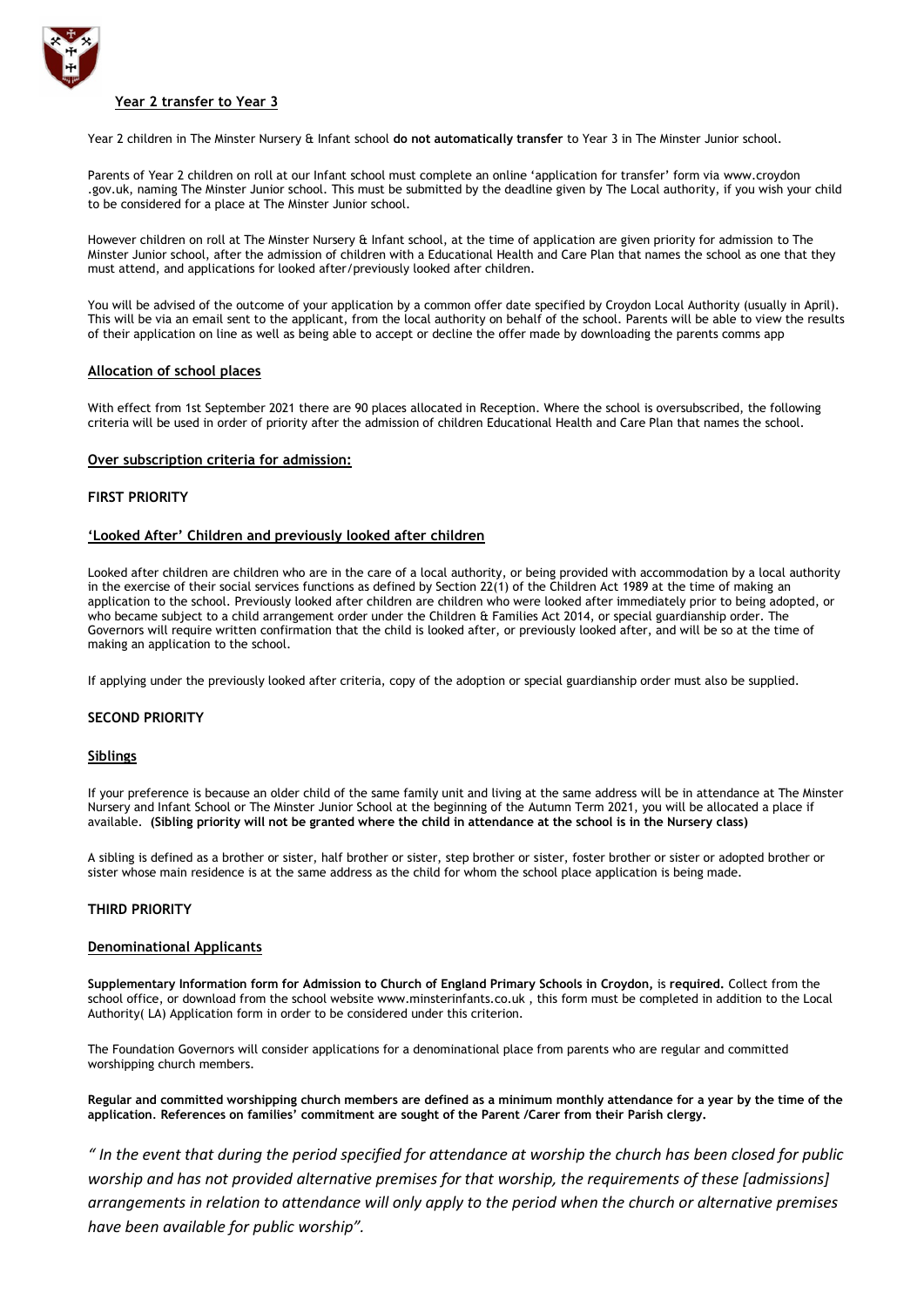## Year 2 transfer to Year 3

Year 2 children in The Minster Nursery & Infant school **do not automatically transfer** to Year 3 in The Minster Junior school.

Parents of Year 2 children on roll at our Infant school must complete an online 'application for transfer' form via www.croydon .gov.uk, naming The Minster Junior school. This must be submitted by the deadline given by The Local authority, if you wish your child to be considered for a place at The Minster Junior school.

However children on roll at The Minster Nursery & Infant school, at the time of application are given priority for admission to The Minster Junior school, after the admission of children with a Educational Health and Care Plan that names the school as one that they must attend, and applications for looked after/previously looked after children.

You will be advised of the outcome of your application by a common offer date specified by Croydon Local Authority (usually in April). This will be via an email sent to the applicant, from the local authority on behalf of the school. Parents will be able to view the results of their application on line as well as being able to accept or decline the offer made by downloading the parents comms app

## Allocation of school places

With effect from 1st September 2021 there are 90 places allocated in Reception. Where the school is oversubscribed, the following criteria will be used in order of priority after the admission of children Educational Health and Care Plan that names the school.

## Over subscription criteria for admission:

### FIRST PRIORITY

#### 'Looked After' Children and previously looked after children

Looked after children are children who are in the care of a local authority, or being provided with accommodation by a local authority in the exercise of their social services functions as defined by Section 22(1) of the Children Act 1989 at the time of making an application to the school. Previously looked after children are children who were looked after immediately prior to being adopted, or who became subject to a child arrangement order under the Children & Families Act 2014, or special guardianship order. The Governors will require written confirmation that the child is looked after, or previously looked after, and will be so at the time of making an application to the school.

If applying under the previously looked after criteria, copy of the adoption or special guardianship order must also be supplied.

### SECOND PRIORITY

#### Siblings

If your preference is because an older child of the same family unit and living at the same address will be in attendance at The Minster Nursery and Infant School or The Minster Junior School at the beginning of the Autumn Term 2021, you will be allocated a place if available. **(Sibling priority will not be granted where the child in attendance at the school is in the Nursery class)**

A sibling is defined as a brother or sister, half brother or sister, step brother or sister, foster brother or sister or adopted brother or sister whose main residence is at the same address as the child for whom the school place application is being made.

### THIRD PRIORITY

#### Denominational Applicants

**Supplementary Information form for Admission to Church of England Primary Schools in Croydon,** is **required.** Collect from the school office, or download from the school website www.minsterinfants.co.uk , this form must be completed in addition to the Local Authority( LA) Application form in order to be considered under this criterion.

The Foundation Governors will consider applications for a denominational place from parents who are regular and committed worshipping church members.

**Regular and committed worshipping church members are defined as a minimum monthly attendance for a year by the time of the application. References on families' commitment are sought of the Parent /Carer from their Parish clergy.**

*" In the event that during the period specified for attendance at worship the church has been closed for public worship and has not provided alternative premises for that worship, the requirements of these [admissions] arrangements in relation to attendance will only apply to the period when the church or alternative premises have been available for public worship".*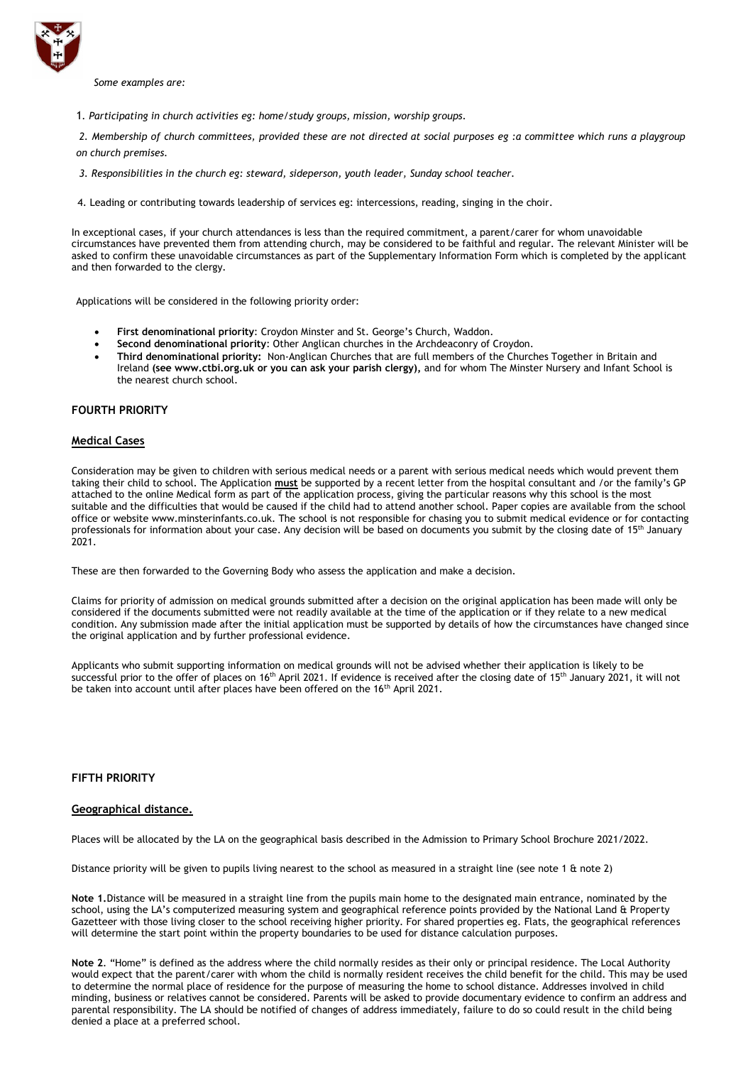*Some examples are:*

1. *Participating in church activities eg: home/study groups, mission, worship groups.*

2. *Membership of church committees, provided these are not directed at social purposes eg :a committee which runs a playgroup on church premises.*

3. *Responsibilities in the church eg: steward, sideperson, youth leader, Sunday school teacher.*

4. Leading or contributing towards leadership of services eg: intercessions, reading, singing in the choir.

In exceptional cases, if your church attendances is less than the required commitment, a parent/carer for whom unavoidable circumstances have prevented them from attending church, may be considered to be faithful and regular. The relevant Minister will be asked to confirm these unavoidable circumstances as part of the Supplementary Information Form which is completed by the applicant and then forwarded to the clergy.

Applications will be considered in the following priority order:

- **First denominational priority**: Croydon Minster and St. George's Church, Waddon.
- **Second denominational priority**: Other Anglican churches in the Archdeaconry of Croydon.
- **Third denominational priority:** Non-Anglican Churches that are full members of the Churches Together in Britain and Ireland **(see www.ctbi.org.uk or you can ask your parish clergy),** and for whom The Minster Nursery and Infant School is the nearest church school.

## FOURTH PRIORITY

### Medical Cases

Consideration may be given to children with serious medical needs or a parent with serious medical needs which would prevent them taking their child to school. The Application **must** be supported by a recent letter from the hospital consultant and /or the family's GP attached to the online Medical form as part of the application process, giving the particular reasons why this school is the most suitable and the difficulties that would be caused if the child had to attend another school. Paper copies are available from the school office or website www.minsterinfants.co.uk. The school is not responsible for chasing you to submit medical evidence or for contacting professionals for information about your case. Any decision will be based on documents you submit by the closing date of 15th January 2021.

These are then forwarded to the Governing Body who assess the application and make a decision.

Claims for priority of admission on medical grounds submitted after a decision on the original application has been made will only be considered if the documents submitted were not readily available at the time of the application or if they relate to a new medical condition. Any submission made after the initial application must be supported by details of how the circumstances have changed since the original application and by further professional evidence.

Applicants who submit supporting information on medical grounds will not be advised whether their application is likely to be successful prior to the offer of places on 16th April 2021. If evidence is received after the closing date of 15th January 2021, it will not be taken into account until after places have been offered on the 16th April 2021.

## FIFTH PRIORITY

### Geographical distance.

Places will be allocated by the LA on the geographical basis described in the Admission to Primary School Brochure 2021/2022.

Distance priority will be given to pupils living nearest to the school as measured in a straight line (see note 1 & note 2)

**Note 1.** Distance will be measured in a straight line from the pupils main home to the designated main entrance, nominated by the school, using the LA's computerized measuring system and geographical reference points provided by the National Land & Property Gazetteer with those living closer to the school receiving higher priority. For shared properties eg. Flats, the geographical references will determine the start point within the property boundaries to be used for distance calculation purposes.

**Note 2**. "Home" is defined as the address where the child normally resides as their only or principal residence. The Local Authority would expect that the parent/carer with whom the child is normally resident receives the child benefit for the child. This may be used to determine the normal place of residence for the purpose of measuring the home to school distance. Addresses involved in child minding, business or relatives cannot be considered. Parents will be asked to provide documentary evidence to confirm an address and parental responsibility. The LA should be notified of changes of address immediately, failure to do so could result in the child being denied a place at a preferred school.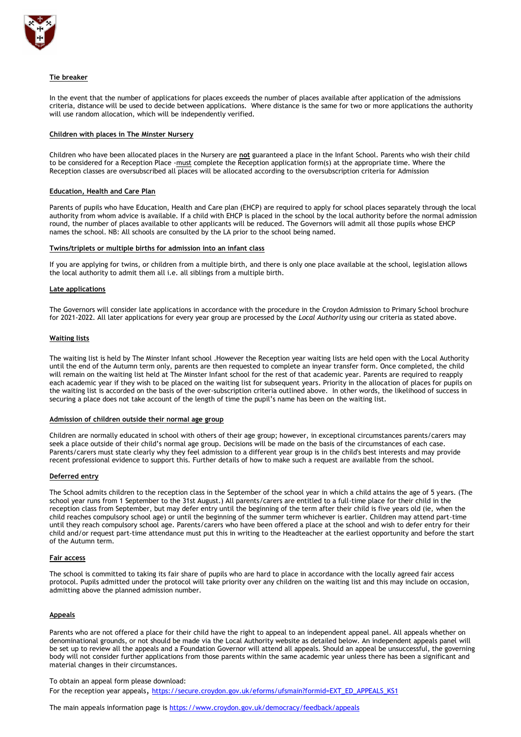**Tie breaker**

In the event that the number of applications for places exceeds the number of places available after application of the admissions criteria, distance will be used to decide between applications. Where distance is the same for two or more applications the authority will use random allocation, which will be independently verified.

**Children with places in The Minster Nursery**

Children who have been allocated places in the Nursery are **not** guaranteed a place in the Infant School. Parents who wish their child to be considered for a Reception Place -must complete the Reception application form(s) at the appropriate time. Where the Reception classes are oversubscribed all places will be allocated according to the oversubscription criteria for Admission

**Education, Health and Care Plan**

Parents of pupils who have Education, Health and Care plan (EHCP) are required to apply for school places separately through the local authority from whom advice is available. If a child with EHCP is placed in the school by the local authority before the normal admission round, the number of places available to other applicants will be reduced. The Governors will admit all those pupils whose EHCP names the school. NB: All schools are consulted by the LA prior to the school being named.

**Twins/triplets or multiple births for admission into an infant class**

If you are applying for twins, or children from a multiple birth, and there is only one place available at the school, legislation allows the local authority to admit them all i.e. all siblings from a multiple birth.

**Late applications**

The Governors will consider late applications in accordance with the procedure in the Croydon Admission to Primary School brochure for 2021-2022. All later applications for every year group are processed by the *Local Authority* using our criteria as stated above.

**Waiting lists**

The waiting list is held by The Minster Infant school .However the Reception year waiting lists are held open with the Local Authority until the end of the Autumn term only, parents are then requested to complete an inyear transfer form. Once completed, the child will remain on the waiting list held at The Minster Infant school for the rest of that academic year. Parents are required to reapply each academic year if they wish to be placed on the waiting list for subsequent years. Priority in the allocation of places for pupils on the waiting list is accorded on the basis of the over-subscription criteria outlined above. In other words, the likelihood of success in securing a place does not take account of the length of time the pupil's name has been on the waiting list.

**Admission of children outside their normal age group**

Children are normally educated in school with others of their age group; however, in exceptional circumstances parents/carers may seek a place outside of their child's normal age group. Decisions will be made on the basis of the circumstances of each case. Parents/carers must state clearly why they feel admission to a different year group is in the child's best interests and may provide recent professional evidence to support this. Further details of how to make such a request are available from the school.

**Deferred entry**

The School admits children to the reception class in the September of the school year in which a child attains the age of 5 years. (The school year runs from 1 September to the 31st August.) All parents/carers are entitled to a full-time place for their child in the reception class from September, but may defer entry until the beginning of the term after their child is five years old (ie, when the child reaches compulsory school age) or until the beginning of the summer term whichever is earlier. Children may attend part-time until they reach compulsory school age. Parents/carers who have been offered a place at the school and wish to defer entry for their child and/or request part-time attendance must put this in writing to the Headteacher at the earliest opportunity and before the start of the Autumn term.

**Fair access**

The school is committed to taking its fair share of pupils who are hard to place in accordance with the locally agreed fair access protocol. Pupils admitted under the protocol will take priority over any children on the waiting list and this may include on occasion, admitting above the planned admission number.

**Appeals**

Parents who are not offered a place for their child have the right to appeal to an independent appeal panel. All appeals whether on denominational grounds, or not should be made via the Local Authority website as detailed below. An independent appeals panel will be set up to review all the appeals and a Foundation Governor will attend all appeals. Should an appeal be unsuccessful, the governing body will not consider further applications from those parents within the same academic year unless there has been a significant and material changes in their circumstances.

To obtain an appeal form please download:
For the reception year appeals, https://secure.croydon.gov.uk/eforms/ufsmain?formid=EXT_ED_APPEALS_KS1

The main appeals information page is https://www.croydon.gov.uk/democracy/feedback/appeals